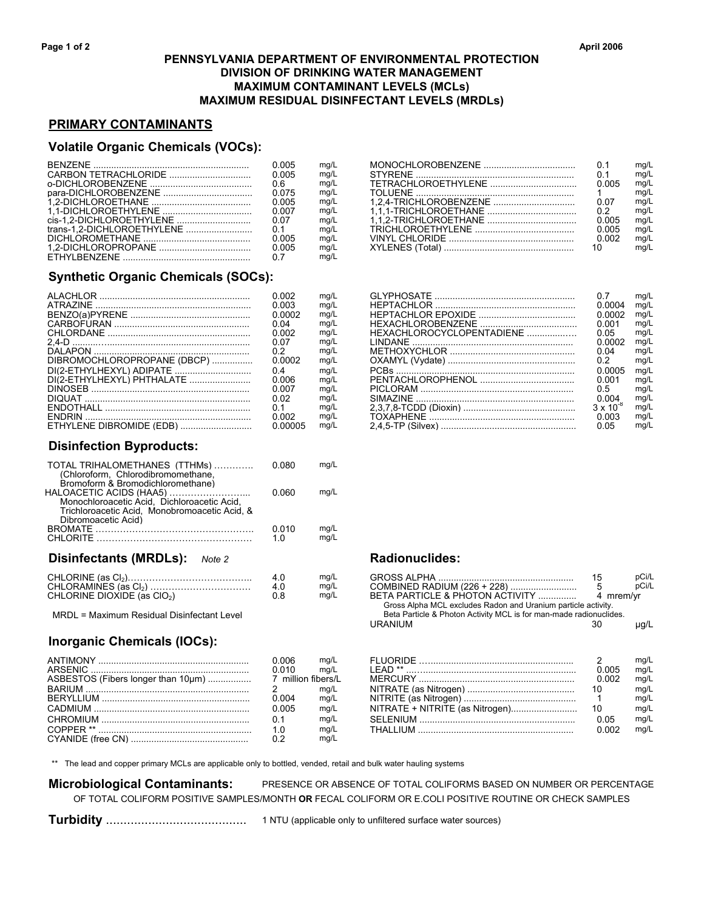# PENNSYLVANIA DEPARTMENT OF ENVIRONMENTAL PROTECTION
## DIVISION OF DRINKING WATER MANAGEMENT
## MAXIMUM CONTAMINANT LEVELS (MCLs)
## MAXIMUM RESIDUAL DISINFECTANT LEVELS (MRDLs)

April 2006

## PRIMARY CONTAMINANTS

### Volatile Organic Chemicals (VOCs):

| Contaminant | MCL | Unit |
|---|---|---|
| BENZENE | 0.005 | mg/L |
| CARBON TETRACHLORIDE | 0.005 | mg/L |
| o-DICHLOROBENZENE | 0.6 | mg/L |
| para-DICHLOROBENZENE | 0.075 | mg/L |
| 1,2-DICHLOROETHANE | 0.005 | mg/L |
| 1,1-DICHLOROETHYLENE | 0.007 | mg/L |
| cis-1,2-DICHLOROETHYLENE | 0.07 | mg/L |
| trans-1,2-DICHLOROETHYLENE | 0.1 | mg/L |
| DICHLOROMETHANE | 0.005 | mg/L |
| 1,2-DICHLOROPROPANE | 0.005 | mg/L |
| ETHYLBENZENE | 0.7 | mg/L |
| MONOCHLOROBENZENE | 0.1 | mg/L |
| STYRENE | 0.1 | mg/L |
| TETRACHLOROETHYLENE | 0.005 | mg/L |
| TOLUENE | 1 | mg/L |
| 1,2,4-TRICHLOROBENZENE | 0.07 | mg/L |
| 1,1,1-TRICHLOROETHANE | 0.2 | mg/L |
| 1,1,2-TRICHLOROETHANE | 0.005 | mg/L |
| TRICHLOROETHYLENE | 0.005 | mg/L |
| VINYL CHLORIDE | 0.002 | mg/L |
| XYLENES (Total) | 10 | mg/L |

### Synthetic Organic Chemicals (SOCs):

| Contaminant | MCL | Unit |
|---|---|---|
| ALACHLOR | 0.002 | mg/L |
| ATRAZINE | 0.003 | mg/L |
| BENZO(a)PYRENE | 0.0002 | mg/L |
| CARBOFURAN | 0.04 | mg/L |
| CHLORDANE | 0.002 | mg/L |
| 2,4-D | 0.07 | mg/L |
| DALAPON | 0.2 | mg/L |
| DIBROMOCHLOROPROPANE (DBCP) | 0.0002 | mg/L |
| DI(2-ETHYLHEXYL) ADIPATE | 0.4 | mg/L |
| DI(2-ETHYLHEXYL) PHTHALATE | 0.006 | mg/L |
| DINOSEB | 0.007 | mg/L |
| DIQUAT | 0.02 | mg/L |
| ENDOTHALL | 0.1 | mg/L |
| ENDRIN | 0.002 | mg/L |
| ETHYLENE DIBROMIDE (EDB) | 0.00005 | mg/L |
| GLYPHOSATE | 0.7 | mg/L |
| HEPTACHLOR | 0.0004 | mg/L |
| HEPTACHLOR EPOXIDE | 0.0002 | mg/L |
| HEXACHLOROBENZENE | 0.001 | mg/L |
| HEXACHLOROCYCLOPENTADIENE | 0.05 | mg/L |
| LINDANE | 0.0002 | mg/L |
| METHOXYCHLOR | 0.04 | mg/L |
| OXAMYL (Vydate) | 0.2 | mg/L |
| PCBs | 0.0005 | mg/L |
| PENTACHLOROPHENOL | 0.001 | mg/L |
| PICLORAM | 0.5 | mg/L |
| SIMAZINE | 0.004 | mg/L |
| 2,3,7,8-TCDD (Dioxin) | $3 \times 10^{-8}$ | mg/L |
| TOXAPHENE | 0.003 | mg/L |
| 2,4,5-TP (Silvex) | 0.05 | mg/L |

### Disinfection Byproducts:

| Contaminant | MCL | Unit |
|---|---|---|
| TOTAL TRIHALOMETHANES (TTHMs) (Chloroform, Chlorodibromomethane, Bromoform & Bromodichloromethane) | 0.080 | mg/L |
| HALOACETIC ACIDS (HAA5) Monochloroacetic Acid, Dichloroacetic Acid, Trichloroacetic Acid, Monobromoacetic Acid, & Dibromoacetic Acid) | 0.060 | mg/L |
| BROMATE | 0.010 | mg/L |
| CHLORITE | 1.0 | mg/L |

### Disinfectants (MRDLs): *Note 2*

| Disinfectant | MRDL | Unit |
|---|---|---|
| CHLORINE (as $Cl_2$) | 4.0 | mg/L |
| CHLORAMINES (as $Cl_2$) | 4.0 | mg/L |
| CHLORINE DIOXIDE (as $ClO_2$) | 0.8 | mg/L |

MRDL = Maximum Residual Disinfectant Level

### Radionuclides:

| Contaminant | MCL | Unit |
|---|---|---|
| GROSS ALPHA | 15 | pCi/L |
| COMBINED RADIUM (226 + 228) | 5 | pCi/L |
| BETA PARTICLE & PHOTON ACTIVITY | 4 | mrem/yr |
| URANIUM | 30 | μg/L |

Gross Alpha MCL excludes Radon and Uranium particle activity.
Beta Particle & Photon Activity MCL is for man-made radionuclides.

### Inorganic Chemicals (IOCs):

| Contaminant | MCL | Unit |
|---|---|---|
| ANTIMONY | 0.006 | mg/L |
| ARSENIC | 0.010 | mg/L |
| ASBESTOS (Fibers longer than 10μm) | 7 | million fibers/L |
| BARIUM | 2 | mg/L |
| BERYLLIUM | 0.004 | mg/L |
| CADMIUM | 0.005 | mg/L |
| CHROMIUM | 0.1 | mg/L |
| COPPER ** | 1.0 | mg/L |
| CYANIDE (free CN) | 0.2 | mg/L |
| FLUORIDE | 2 | mg/L |
| LEAD ** | 0.005 | mg/L |
| MERCURY | 0.002 | mg/L |
| NITRATE (as Nitrogen) | 10 | mg/L |
| NITRITE (as Nitrogen) | 1 | mg/L |
| NITRATE + NITRITE (as Nitrogen) | 10 | mg/L |
| SELENIUM | 0.05 | mg/L |
| THALLIUM | 0.002 | mg/L |

** The lead and copper primary MCLs are applicable only to bottled, vended, retail and bulk water hauling systems

**Microbiological Contaminants:** PRESENCE OR ABSENCE OF TOTAL COLIFORMS BASED ON NUMBER OR PERCENTAGE OF TOTAL COLIFORM POSITIVE SAMPLES/MONTH **OR** FECAL COLIFORM OR E.COLI POSITIVE ROUTINE OR CHECK SAMPLES

**Turbidity** ........................................ 1 NTU (applicable only to unfiltered surface water sources)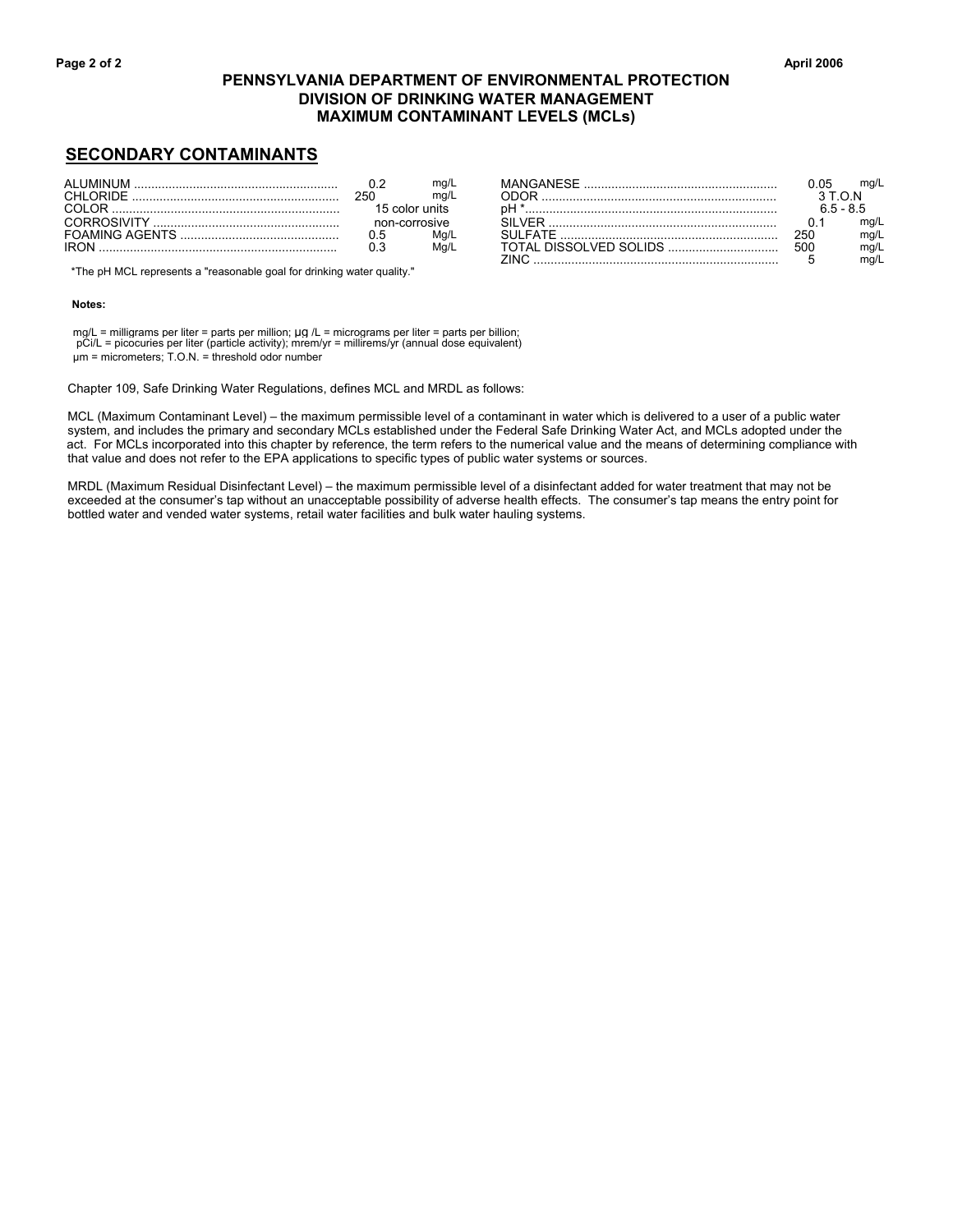**PENNSYLVANIA DEPARTMENT OF ENVIRONMENTAL PROTECTION**
**DIVISION OF DRINKING WATER MANAGEMENT**
**MAXIMUM CONTAMINANT LEVELS (MCLs)**

## SECONDARY CONTAMINANTS

| | | |
|---|---|---|
| ALUMINUM | 0.2 | mg/L |
| CHLORIDE | 250 | mg/L |
| COLOR | 15 color units | |
| CORROSIVITY | non-corrosive | |
| FOAMING AGENTS | 0.5 | Mg/L |
| IRON | 0.3 | Mg/L |
| MANGANESE | 0.05 | mg/L |
| ODOR | 3 T.O.N | |
| pH * | 6.5 - 8.5 | |
| SILVER | 0.1 | mg/L |
| SULFATE | 250 | mg/L |
| TOTAL DISSOLVED SOLIDS | 500 | mg/L |
| ZINC | 5 | mg/L |

*The pH MCL represents a "reasonable goal for drinking water quality."

**Notes:**

mg/L = milligrams per liter = parts per million; μg /L = micrograms per liter = parts per billion;
pCi/L = picocuries per liter (particle activity); mrem/yr = millirems/yr (annual dose equivalent)
μm = micrometers; T.O.N. = threshold odor number

Chapter 109, Safe Drinking Water Regulations, defines MCL and MRDL as follows:

MCL (Maximum Contaminant Level) – the maximum permissible level of a contaminant in water which is delivered to a user of a public water system, and includes the primary and secondary MCLs established under the Federal Safe Drinking Water Act, and MCLs adopted under the act. For MCLs incorporated into this chapter by reference, the term refers to the numerical value and the means of determining compliance with that value and does not refer to the EPA applications to specific types of public water systems or sources.

MRDL (Maximum Residual Disinfectant Level) – the maximum permissible level of a disinfectant added for water treatment that may not be exceeded at the consumer's tap without an unacceptable possibility of adverse health effects. The consumer's tap means the entry point for bottled water and vended water systems, retail water facilities and bulk water hauling systems.